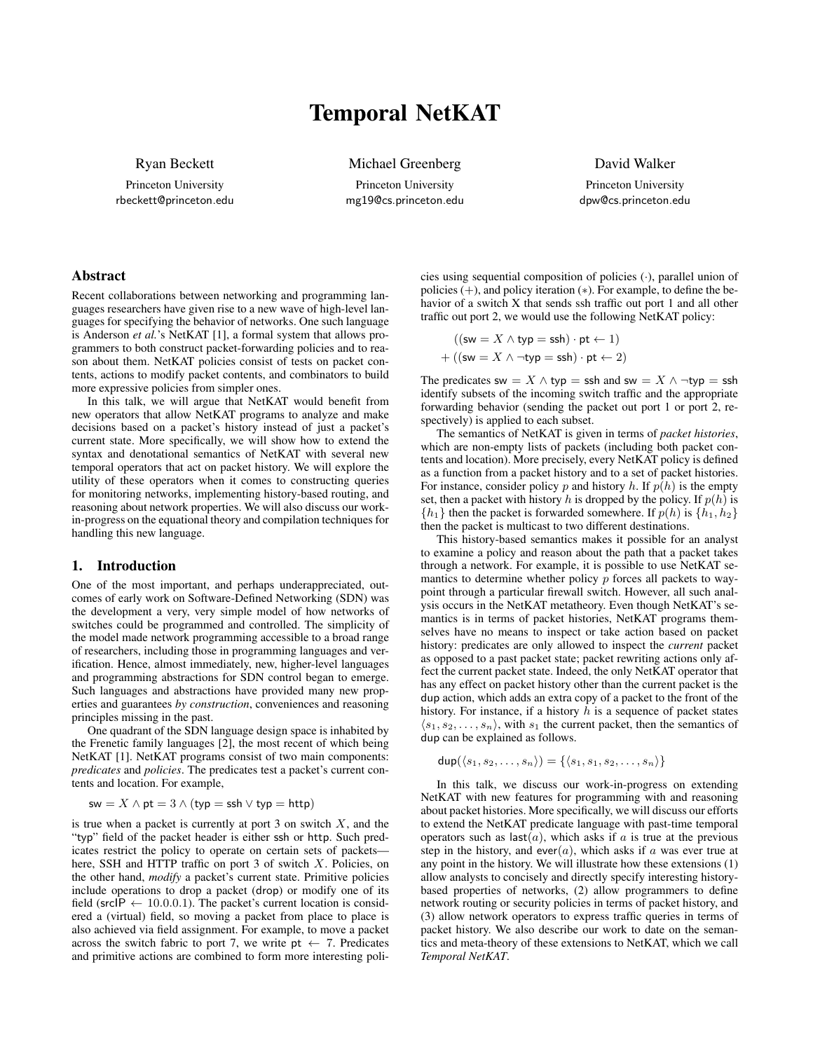# Temporal NetKAT

Ryan Beckett
Princeton University
rbeckett@princeton.edu

Michael Greenberg
Princeton University
mg19@cs.princeton.edu

David Walker
Princeton University
dpw@cs.princeton.edu

## Abstract

Recent collaborations between networking and programming languages researchers have given rise to a new wave of high-level languages for specifying the behavior of networks. One such language is Anderson *et al.*'s NetKAT [1], a formal system that allows programmers to both construct packet-forwarding policies and to reason about them. NetKAT policies consist of tests on packet contents, actions to modify packet contents, and combinators to build more expressive policies from simpler ones.

In this talk, we will argue that NetKAT would benefit from new operators that allow NetKAT programs to analyze and make decisions based on a packet's history instead of just a packet's current state. More specifically, we will show how to extend the syntax and denotational semantics of NetKAT with several new temporal operators that act on packet history. We will explore the utility of these operators when it comes to constructing queries for monitoring networks, implementing history-based routing, and reasoning about network properties. We will also discuss our work-in-progress on the equational theory and compilation techniques for handling this new language.

## 1. Introduction

One of the most important, and perhaps underappreciated, outcomes of early work on Software-Defined Networking (SDN) was the development a very, very simple model of how networks of switches could be programmed and controlled. The simplicity of the model made network programming accessible to a broad range of researchers, including those in programming languages and verification. Hence, almost immediately, new, higher-level languages and programming abstractions for SDN control began to emerge. Such languages and abstractions have provided many new properties and guarantees *by construction*, conveniences and reasoning principles missing in the past.

One quadrant of the SDN language design space is inhabited by the Frenetic family languages [2], the most recent of which being NetKAT [1]. NetKAT programs consist of two main components: *predicates* and *policies*. The predicates test a packet's current contents and location. For example,

$$\mathsf{sw} = X \wedge \mathsf{pt} = 3 \wedge (\mathsf{typ} = \mathsf{ssh} \vee \mathsf{typ} = \mathsf{http})$$

is true when a packet is currently at port 3 on switch $X$, and the "typ" field of the packet header is either ssh or http. Such predicates restrict the policy to operate on certain sets of packets—here, SSH and HTTP traffic on port 3 of switch $X$. Policies, on the other hand, *modify* a packet's current state. Primitive policies include operations to drop a packet (drop) or modify one of its field ($\mathsf{srcIP} \leftarrow 10.0.0.1$). The packet's current location is considered a (virtual) field, so moving a packet from place to place is also achieved via field assignment. For example, to move a packet across the switch fabric to port 7, we write $\mathsf{pt} \leftarrow 7$. Predicates and primitive actions are combined to form more interesting policies using sequential composition of policies ($\cdot$), parallel union of policies ($+$), and policy iteration ($*$). For example, to define the behavior of a switch X that sends ssh traffic out port 1 and all other traffic out port 2, we would use the following NetKAT policy:

$$\begin{aligned} &((\mathsf{sw} = X \wedge \mathsf{typ} = \mathsf{ssh}) \cdot \mathsf{pt} \leftarrow 1) \\ +\ &((\mathsf{sw} = X \wedge \neg\mathsf{typ} = \mathsf{ssh}) \cdot \mathsf{pt} \leftarrow 2) \end{aligned}$$

The predicates $\mathsf{sw} = X \wedge \mathsf{typ} = \mathsf{ssh}$ and $\mathsf{sw} = X \wedge \neg\mathsf{typ} = \mathsf{ssh}$ identify subsets of the incoming switch traffic and the appropriate forwarding behavior (sending the packet out port 1 or port 2, respectively) is applied to each subset.

The semantics of NetKAT is given in terms of *packet histories*, which are non-empty lists of packets (including both packet contents and location). More precisely, every NetKAT policy is defined as a function from a packet history and to a set of packet histories. For instance, consider policy $p$ and history $h$. If $p(h)$ is the empty set, then a packet with history $h$ is dropped by the policy. If $p(h)$ is $\{h_1\}$ then the packet is forwarded somewhere. If $p(h)$ is $\{h_1, h_2\}$ then the packet is multicast to two different destinations.

This history-based semantics makes it possible for an analyst to examine a policy and reason about the path that a packet takes through a network. For example, it is possible to use NetKAT semantics to determine whether policy $p$ forces all packets to waypoint through a particular firewall switch. However, all such analysis occurs in the NetKAT metatheory. Even though NetKAT's semantics is in terms of packet histories, NetKAT programs themselves have no means to inspect or take action based on packet history: predicates are only allowed to inspect the *current* packet as opposed to a past packet state; packet rewriting actions only affect the current packet state. Indeed, the only NetKAT operator that has any effect on packet history other than the current packet is the dup action, which adds an extra copy of a packet to the front of the history. For instance, if a history $h$ is a sequence of packet states $\langle s_1, s_2, \ldots, s_n\rangle$, with $s_1$ the current packet, then the semantics of dup can be explained as follows.

$$\mathsf{dup}(\langle s_1, s_2, \ldots, s_n\rangle) = \{\langle s_1, s_1, s_2, \ldots, s_n\rangle\}$$

In this talk, we discuss our work-in-progress on extending NetKAT with new features for programming with and reasoning about packet histories. More specifically, we will discuss our efforts to extend the NetKAT predicate language with past-time temporal operators such as $\mathsf{last}(a)$, which asks if $a$ is true at the previous step in the history, and $\mathsf{ever}(a)$, which asks if $a$ was ever true at any point in the history. We will illustrate how these extensions (1) allow analysts to concisely and directly specify interesting history-based properties of networks, (2) allow programmers to define network routing or security policies in terms of packet history, and (3) allow network operators to express traffic queries in terms of packet history. We also describe our work to date on the semantics and meta-theory of these extensions to NetKAT, which we call *Temporal NetKAT*.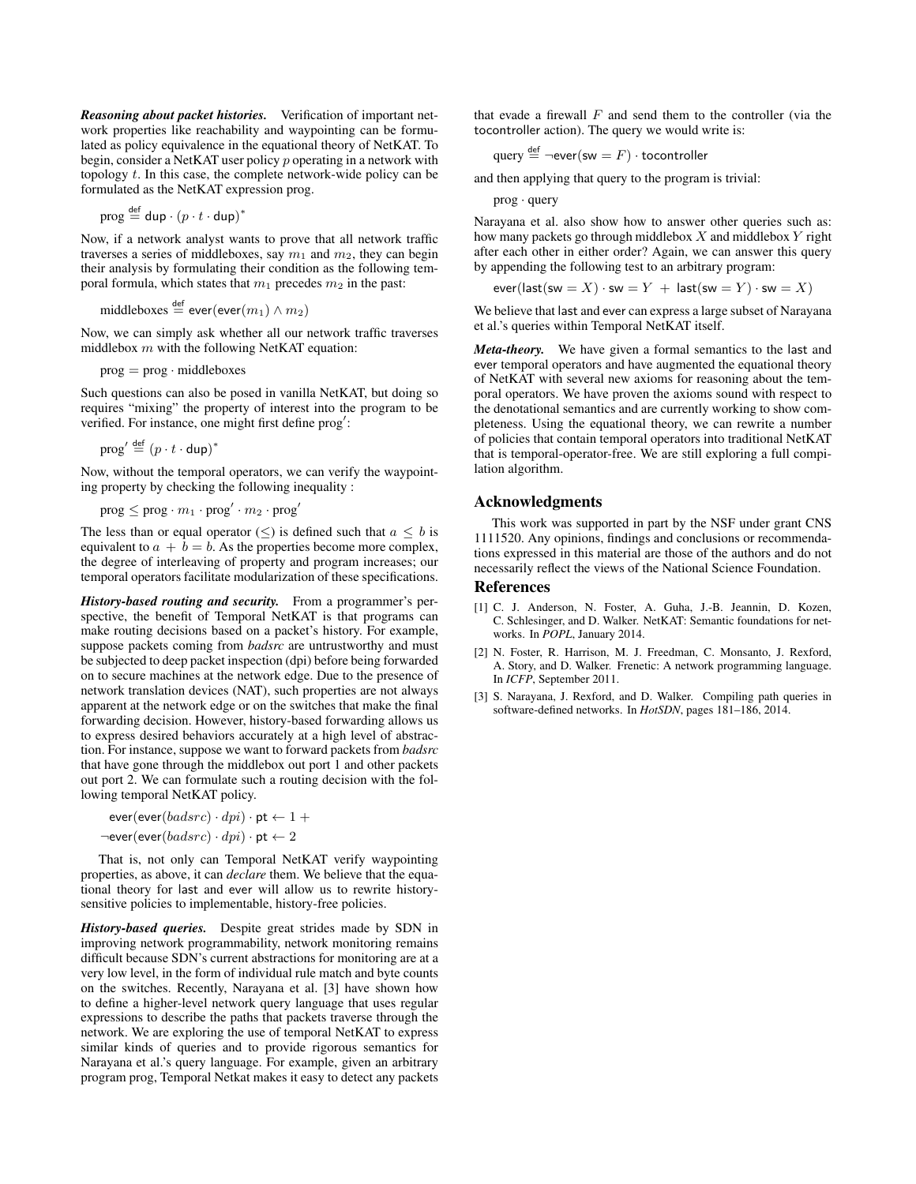***Reasoning about packet histories.*** Verification of important network properties like reachability and waypointing can be formulated as policy equivalence in the equational theory of NetKAT. To begin, consider a NetKAT user policy $p$ operating in a network with topology $t$. In this case, the complete network-wide policy can be formulated as the NetKAT expression prog.

$$\text{prog} \overset{\text{def}}{=} \mathsf{dup} \cdot (p \cdot t \cdot \mathsf{dup})^*$$

Now, if a network analyst wants to prove that all network traffic traverses a series of middleboxes, say $m_1$ and $m_2$, they can begin their analysis by formulating their condition as the following temporal formula, which states that $m_1$ precedes $m_2$ in the past:

$$\text{middleboxes} \overset{\text{def}}{=} \mathsf{ever}(\mathsf{ever}(m_1) \wedge m_2)$$

Now, we can simply ask whether all our network traffic traverses middlebox $m$ with the following NetKAT equation:

$$\text{prog} = \text{prog} \cdot \text{middleboxes}$$

Such questions can also be posed in vanilla NetKAT, but doing so requires "mixing" the property of interest into the program to be verified. For instance, one might first define prog$'$:

$$\text{prog}' \overset{\text{def}}{=} (p \cdot t \cdot \mathsf{dup})^*$$

Now, without the temporal operators, we can verify the waypointing property by checking the following inequality :

$$\text{prog} \leq \text{prog} \cdot m_1 \cdot \text{prog}' \cdot m_2 \cdot \text{prog}'$$

The less than or equal operator ($\leq$) is defined such that $a \leq b$ is equivalent to $a + b = b$. As the properties become more complex, the degree of interleaving of property and program increases; our temporal operators facilitate modularization of these specifications.

***History-based routing and security.*** From a programmer's perspective, the benefit of Temporal NetKAT is that programs can make routing decisions based on a packet's history. For example, suppose packets coming from *badsrc* are untrustworthy and must be subjected to deep packet inspection (dpi) before being forwarded on to secure machines at the network edge. Due to the presence of network translation devices (NAT), such properties are not always apparent at the network edge or on the switches that make the final forwarding decision. However, history-based forwarding allows us to express desired behaviors accurately at a high level of abstraction. For instance, suppose we want to forward packets from *badsrc* that have gone through the middlebox out port 1 and other packets out port 2. We can formulate such a routing decision with the following temporal NetKAT policy.

$$\mathsf{ever}(\mathsf{ever}(badsrc) \cdot dpi) \cdot \mathsf{pt} \leftarrow 1 +$$
$$\neg\mathsf{ever}(\mathsf{ever}(badsrc) \cdot dpi) \cdot \mathsf{pt} \leftarrow 2$$

That is, not only can Temporal NetKAT verify waypointing properties, as above, it can *declare* them. We believe that the equational theory for last and ever will allow us to rewrite history-sensitive policies to implementable, history-free policies.

***History-based queries.*** Despite great strides made by SDN in improving network programmability, network monitoring remains difficult because SDN's current abstractions for monitoring are at a very low level, in the form of individual rule match and byte counts on the switches. Recently, Narayana et al. [3] have shown how to define a higher-level network query language that uses regular expressions to describe the paths that packets traverse through the network. We are exploring the use of temporal NetKAT to express similar kinds of queries and to provide rigorous semantics for Narayana et al.'s query language. For example, given an arbitrary program prog, Temporal Netkat makes it easy to detect any packets that evade a firewall $F$ and send them to the controller (via the tocontroller action). The query we would write is:

$$\text{query} \overset{\text{def}}{=} \neg\mathsf{ever}(\mathsf{sw} = F) \cdot \mathsf{tocontroller}$$

and then applying that query to the program is trivial:

$$\text{prog} \cdot \text{query}$$

Narayana et al. also show how to answer other queries such as: how many packets go through middlebox $X$ and middlebox $Y$ right after each other in either order? Again, we can answer this query by appending the following test to an arbitrary program:

$$\mathsf{ever}(\mathsf{last}(\mathsf{sw} = X) \cdot \mathsf{sw} = Y \; + \; \mathsf{last}(\mathsf{sw} = Y) \cdot \mathsf{sw} = X)$$

We believe that last and ever can express a large subset of Narayana et al.'s queries within Temporal NetKAT itself.

***Meta-theory.*** We have given a formal semantics to the last and ever temporal operators and have augmented the equational theory of NetKAT with several new axioms for reasoning about the temporal operators. We have proven the axioms sound with respect to the denotational semantics and are currently working to show completeness. Using the equational theory, we can rewrite a number of policies that contain temporal operators into traditional NetKAT that is temporal-operator-free. We are still exploring a full compilation algorithm.

## Acknowledgments

This work was supported in part by the NSF under grant CNS 1111520. Any opinions, findings and conclusions or recommendations expressed in this material are those of the authors and do not necessarily reflect the views of the National Science Foundation.

## References

[1] C. J. Anderson, N. Foster, A. Guha, J.-B. Jeannin, D. Kozen, C. Schlesinger, and D. Walker. NetKAT: Semantic foundations for networks. In *POPL*, January 2014.

[2] N. Foster, R. Harrison, M. J. Freedman, C. Monsanto, J. Rexford, A. Story, and D. Walker. Frenetic: A network programming language. In *ICFP*, September 2011.

[3] S. Narayana, J. Rexford, and D. Walker. Compiling path queries in software-defined networks. In *HotSDN*, pages 181–186, 2014.